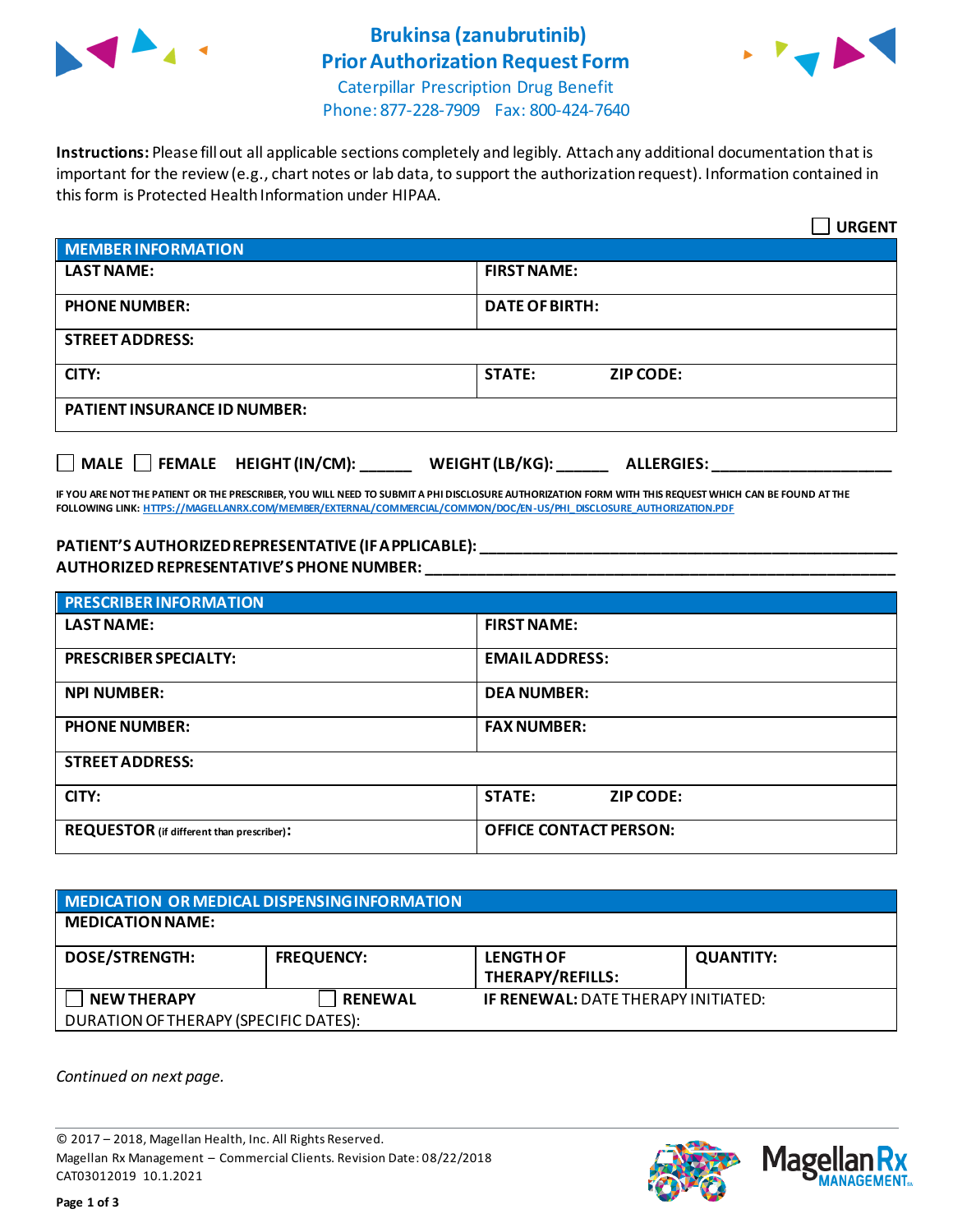# Brukinsa (zanubrutinib) Prior Authorization Request Form

Caterpillar Prescription Drug Benefit
Phone: 877-228-7909 Fax: 800-424-7640

**Instructions:** Please fill out all applicable sections completely and legibly. Attach any additional documentation that is important for the review (e.g., chart notes or lab data, to support the authorization request). Information contained in this form is Protected Health Information under HIPAA.

☐ **URGENT**

| **MEMBER INFORMATION** | |
|---|---|
| **LAST NAME:** | **FIRST NAME:** |
| **PHONE NUMBER:** | **DATE OF BIRTH:** |
| **STREET ADDRESS:** | |
| **CITY:** | **STATE:** **ZIP CODE:** |
| **PATIENT INSURANCE ID NUMBER:** | |

☐ **MALE** ☐ **FEMALE** **HEIGHT (IN/CM):** ______ **WEIGHT (LB/KG):** ______ **ALLERGIES:** ____________________

**IF YOU ARE NOT THE PATIENT OR THE PRESCRIBER, YOU WILL NEED TO SUBMIT A PHI DISCLOSURE AUTHORIZATION FORM WITH THIS REQUEST WHICH CAN BE FOUND AT THE FOLLOWING LINK:** HTTPS://MAGELLANRX.COM/MEMBER/EXTERNAL/COMMERCIAL/COMMON/DOC/EN-US/PHI_DISCLOSURE_AUTHORIZATION.PDF

**PATIENT'S AUTHORIZED REPRESENTATIVE (IF APPLICABLE):** ____________________________________________
**AUTHORIZED REPRESENTATIVE'S PHONE NUMBER:** ____________________________________________

| **PRESCRIBER INFORMATION** | |
|---|---|
| **LAST NAME:** | **FIRST NAME:** |
| **PRESCRIBER SPECIALTY:** | **EMAIL ADDRESS:** |
| **NPI NUMBER:** | **DEA NUMBER:** |
| **PHONE NUMBER:** | **FAX NUMBER:** |
| **STREET ADDRESS:** | |
| **CITY:** | **STATE:** **ZIP CODE:** |
| **REQUESTOR** (if different than prescriber): | **OFFICE CONTACT PERSON:** |

| **MEDICATION OR MEDICAL DISPENSING INFORMATION** | | | |
|---|---|---|---|
| **MEDICATION NAME:** | | | |
| **DOSE/STRENGTH:** | **FREQUENCY:** | **LENGTH OF THERAPY/REFILLS:** | **QUANTITY:** |
| ☐ **NEW THERAPY** | ☐ **RENEWAL** | **IF RENEWAL:** DATE THERAPY INITIATED: | |
| DURATION OF THERAPY (SPECIFIC DATES): | | | |

*Continued on next page.*

© 2017 – 2018, Magellan Health, Inc. All Rights Reserved.
Magellan Rx Management – Commercial Clients. Revision Date: 08/22/2018
CAT03012019 10.1.2021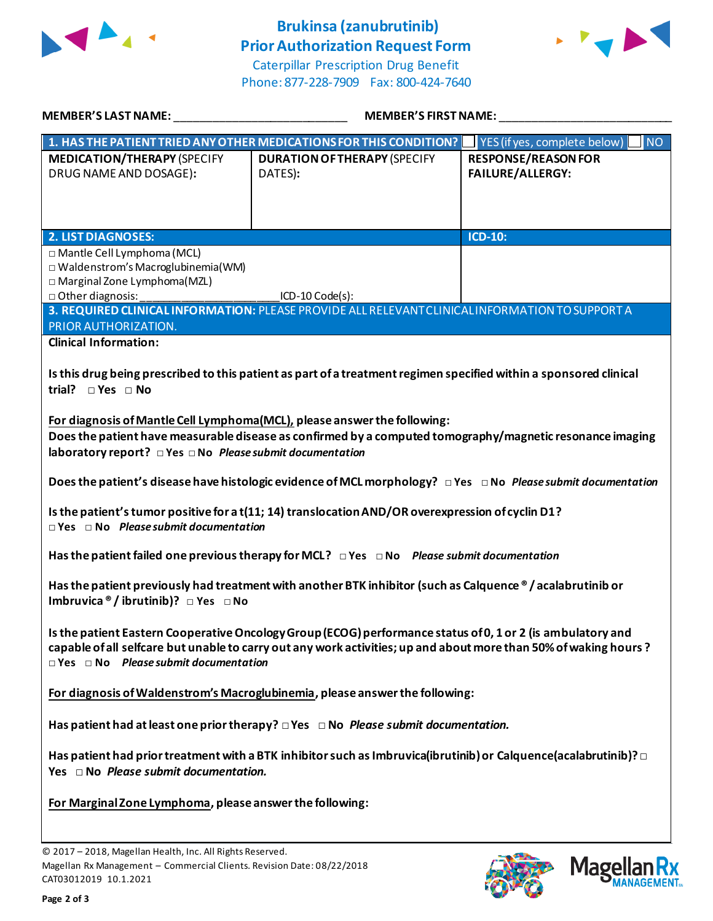# Brukinsa (zanubrutinib) Prior Authorization Request Form

Caterpillar Prescription Drug Benefit
Phone: 877-228-7909 Fax: 800-424-7640

**MEMBER'S LAST NAME:** ___________________________ **MEMBER'S FIRST NAME:** ___________________________

| **1. HAS THE PATIENT TRIED ANY OTHER MEDICATIONS FOR THIS CONDITION?** | ☐ YES (if yes, complete below) | ☐ NO |
|---|---|---|
| **MEDICATION/THERAPY** (SPECIFY DRUG NAME AND DOSAGE): | **DURATION OF THERAPY** (SPECIFY DATES): | **RESPONSE/REASON FOR FAILURE/ALLERGY:** |
| | | |

| **2. LIST DIAGNOSES:** | **ICD-10:** |
|---|---|
| □ Mantle Cell Lymphoma (MCL)<br>□ Waldenstrom's Macroglubinemia(WM)<br>□ Marginal Zone Lymphoma(MZL)<br>□ Other diagnosis: ____________________ ICD-10 Code(s): | |

**3. REQUIRED CLINICAL INFORMATION:** PLEASE PROVIDE ALL RELEVANT CLINICAL INFORMATION TO SUPPORT A PRIOR AUTHORIZATION.

**Clinical Information:**

**Is this drug being prescribed to this patient as part of a treatment regimen specified within a sponsored clinical trial?** □ **Yes** □ **No**

**For diagnosis of Mantle Cell Lymphoma(MCL),** **please answer the following:**

**Does the patient have measurable disease as confirmed by a computed tomography/magnetic resonance imaging laboratory report?** □ **Yes** □ **No** ***Please submit documentation***

**Does the patient's disease have histologic evidence of MCL morphology?** □ **Yes** □ **No** ***Please submit documentation***

**Is the patient's tumor positive for a t(11; 14) translocation AND/OR overexpression of cyclin D1?**
□ **Yes** □ **No** ***Please submit documentation***

**Has the patient failed one previous therapy for MCL?** □ **Yes** □ **No** ***Please submit documentation***

**Has the patient previously had treatment with another BTK inhibitor (such as Calquence® / acalabrutinib or Imbruvica® / ibrutinib)?** □ **Yes** □ **No**

**Is the patient Eastern Cooperative Oncology Group (ECOG) performance status of 0, 1 or 2 (is ambulatory and capable of all selfcare but unable to carry out any work activities; up and about more than 50% of waking hours?**
□ **Yes** □ **No** ***Please submit documentation***

**For diagnosis of Waldenstrom's Macroglubinemia, please answer the following:**

**Has patient had at least one prior therapy?** □ **Yes** □ **No** ***Please submit documentation.***

**Has patient had prior treatment with a BTK inhibitor such as Imbruvica(ibrutinib) or Calquence(acalabrutinib)?** □ **Yes** □ **No** ***Please submit documentation.***

**For Marginal Zone Lymphoma, please answer the following:**

© 2017 – 2018, Magellan Health, Inc. All Rights Reserved.
Magellan Rx Management – Commercial Clients. Revision Date: 08/22/2018
CAT03012019 10.1.2021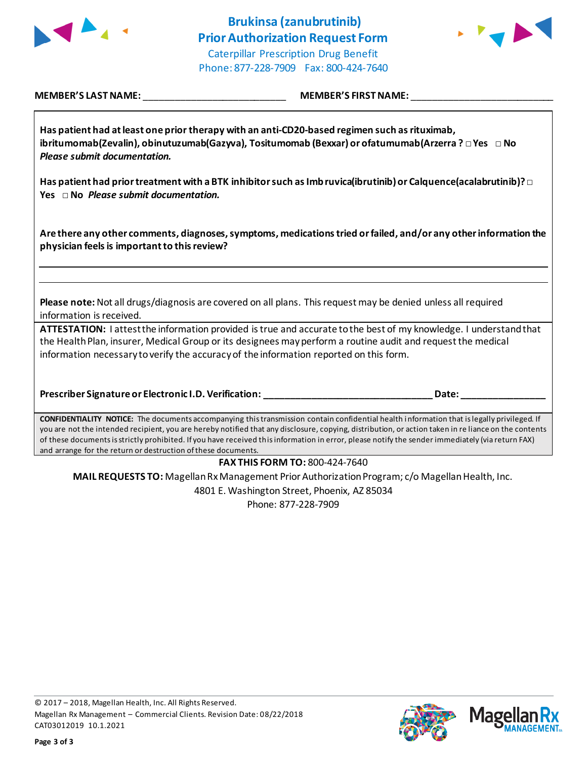# Brukinsa (zanubrutinib)
## Prior Authorization Request Form

Caterpillar Prescription Drug Benefit
Phone: 877-228-7909 Fax: 800-424-7640

**MEMBER'S LAST NAME:** ___________________________ **MEMBER'S FIRST NAME:** ___________________________

**Has patient had at least one prior therapy with an anti-CD20-based regimen such as rituximab, ibritumomab(Zevalin), obinutuzumab(Gazyva), Tositumomab (Bexxar) or ofatumumab(Arzerra ? □ Yes □ No** ***Please submit documentation.***

**Has patient had prior treatment with a BTK inhibitor such as Imbruvica(ibrutinib) or Calquence(acalabrutinib)? □ Yes □ No** ***Please submit documentation.***

**Are there any other comments, diagnoses, symptoms, medications tried or failed, and/or any other information the physician feels is important to this review?**

_______________________________________________________________________________

_______________________________________________________________________________

**Please note:** Not all drugs/diagnosis are covered on all plans. This request may be denied unless all required information is received.

**ATTESTATION:** I attest the information provided is true and accurate to the best of my knowledge. I understand that the Health Plan, insurer, Medical Group or its designees may perform a routine audit and request the medical information necessary to verify the accuracy of the information reported on this form.

**Prescriber Signature or Electronic I.D. Verification:** ________________________________ **Date:** ________________

**CONFIDENTIALITY NOTICE:** The documents accompanying this transmission contain confidential health information that is legally privileged. If you are not the intended recipient, you are hereby notified that any disclosure, copying, distribution, or action taken in reliance on the contents of these documents is strictly prohibited. If you have received this information in error, please notify the sender immediately (via return FAX) and arrange for the return or destruction of these documents.

**FAX THIS FORM TO:** 800-424-7640

**MAIL REQUESTS TO:** Magellan Rx Management Prior Authorization Program; c/o Magellan Health, Inc.
4801 E. Washington Street, Phoenix, AZ 85034
Phone: 877-228-7909

© 2017 – 2018, Magellan Health, Inc. All Rights Reserved.
Magellan Rx Management – Commercial Clients. Revision Date: 08/22/2018
CAT03012019 10.1.2021